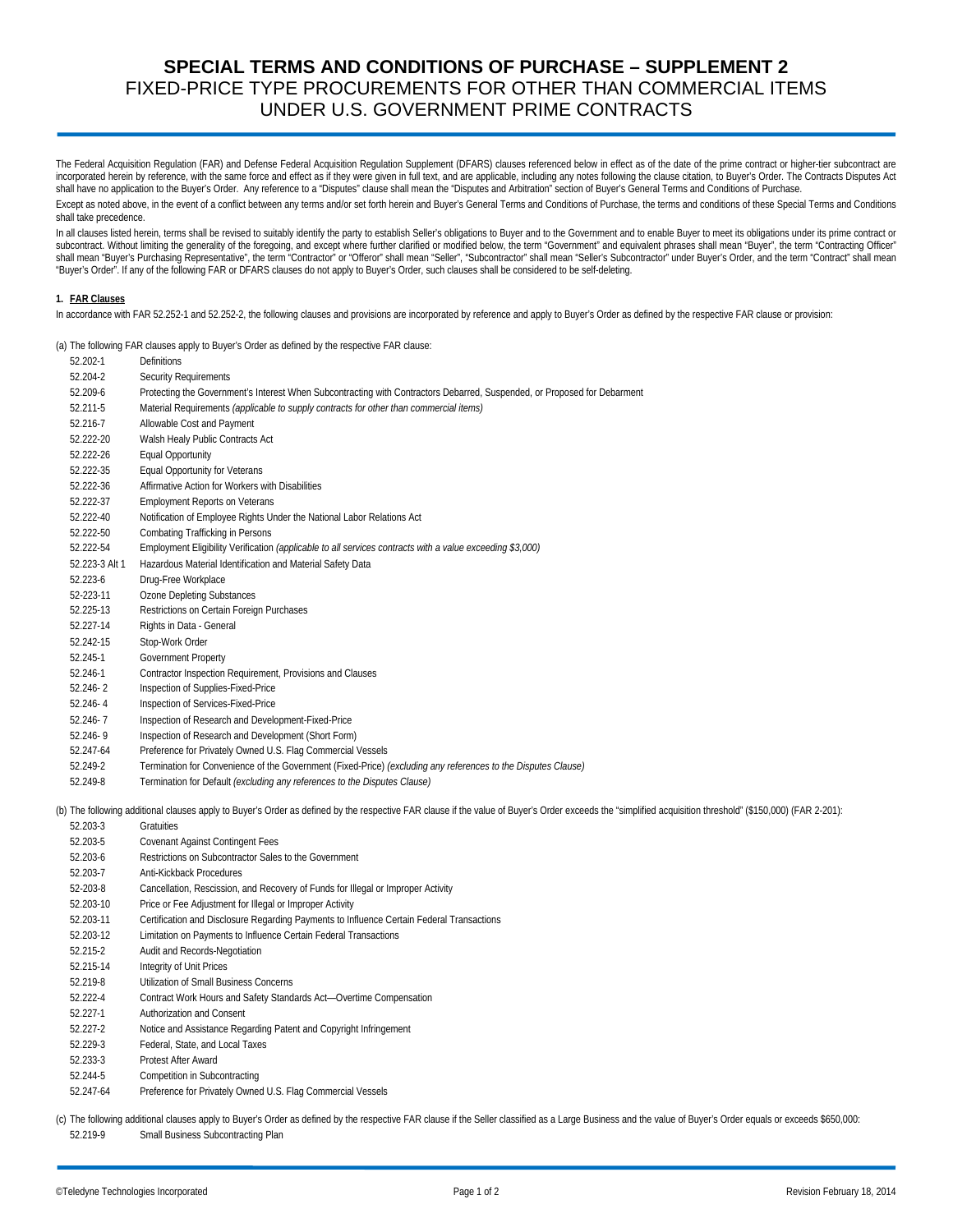# SPECIAL TERMS AND CONDITIONS OF PURCHASE – SUPPLEMENT 2

## FIXED-PRICE TYPE PROCUREMENTS FOR OTHER THAN COMMERCIAL ITEMS UNDER U.S. GOVERNMENT PRIME CONTRACTS

The Federal Acquisition Regulation (FAR) and Defense Federal Acquisition Regulation Supplement (DFARS) clauses referenced below in effect as of the date of the prime contract or higher-tier subcontract are incorporated herein by reference, with the same force and effect as if they were given in full text, and are applicable, including any notes following the clause citation, to Buyer's Order. The Contracts Disputes Act shall have no application to the Buyer's Order. Any reference to a "Disputes" clause shall mean the "Disputes and Arbitration" section of Buyer's General Terms and Conditions of Purchase.

Except as noted above, in the event of a conflict between any terms and/or set forth herein and Buyer's General Terms and Conditions of Purchase, the terms and conditions of these Special Terms and Conditions shall take precedence.

In all clauses listed herein, terms shall be revised to suitably identify the party to establish Seller's obligations to Buyer and to the Government and to enable Buyer to meet its obligations under its prime contract or subcontract. Without limiting the generality of the foregoing, and except where further clarified or modified below, the term "Government" and equivalent phrases shall mean "Buyer", the term "Contracting Officer" shall mean "Buyer's Purchasing Representative", the term "Contractor" or "Offeror" shall mean "Seller", "Subcontractor" shall mean "Seller's Subcontractor" under Buyer's Order, and the term "Contract" shall mean "Buyer's Order". If any of the following FAR or DFARS clauses do not apply to Buyer's Order, such clauses shall be considered to be self-deleting.

**1. FAR Clauses**

In accordance with FAR 52.252-1 and 52.252-2, the following clauses and provisions are incorporated by reference and apply to Buyer's Order as defined by the respective FAR clause or provision:

(a) The following FAR clauses apply to Buyer's Order as defined by the respective FAR clause:

| | |
|---|---|
| 52.202-1 | Definitions |
| 52.204-2 | Security Requirements |
| 52.209-6 | Protecting the Government's Interest When Subcontracting with Contractors Debarred, Suspended, or Proposed for Debarment |
| 52.211-5 | Material Requirements *(applicable to supply contracts for other than commercial items)* |
| 52.216-7 | Allowable Cost and Payment |
| 52.222-20 | Walsh Healy Public Contracts Act |
| 52.222-26 | Equal Opportunity |
| 52.222-35 | Equal Opportunity for Veterans |
| 52.222-36 | Affirmative Action for Workers with Disabilities |
| 52.222-37 | Employment Reports on Veterans |
| 52.222-40 | Notification of Employee Rights Under the National Labor Relations Act |
| 52.222-50 | Combating Trafficking in Persons |
| 52.222-54 | Employment Eligibility Verification *(applicable to all services contracts with a value exceeding $3,000)* |
| 52.223-3 Alt 1 | Hazardous Material Identification and Material Safety Data |
| 52.223-6 | Drug-Free Workplace |
| 52-223-11 | Ozone Depleting Substances |
| 52.225-13 | Restrictions on Certain Foreign Purchases |
| 52.227-14 | Rights in Data - General |
| 52.242-15 | Stop-Work Order |
| 52.245-1 | Government Property |
| 52.246-1 | Contractor Inspection Requirement, Provisions and Clauses |
| 52.246- 2 | Inspection of Supplies-Fixed-Price |
| 52.246- 4 | Inspection of Services-Fixed-Price |
| 52.246- 7 | Inspection of Research and Development-Fixed-Price |
| 52.246- 9 | Inspection of Research and Development (Short Form) |
| 52.247-64 | Preference for Privately Owned U.S. Flag Commercial Vessels |
| 52.249-2 | Termination for Convenience of the Government (Fixed-Price) *(excluding any references to the Disputes Clause)* |
| 52.249-8 | Termination for Default *(excluding any references to the Disputes Clause)* |

(b) The following additional clauses apply to Buyer's Order as defined by the respective FAR clause if the value of Buyer's Order exceeds the "simplified acquisition threshold" ($150,000) (FAR 2-201):

| | |
|---|---|
| 52.203-3 | Gratuities |
| 52.203-5 | Covenant Against Contingent Fees |
| 52.203-6 | Restrictions on Subcontractor Sales to the Government |
| 52.203-7 | Anti-Kickback Procedures |
| 52.203-8 | Cancellation, Rescission, and Recovery of Funds for Illegal or Improper Activity |
| 52.203-10 | Price or Fee Adjustment for Illegal or Improper Activity |
| 52.203-11 | Certification and Disclosure Regarding Payments to Influence Certain Federal Transactions |
| 52.203-12 | Limitation on Payments to Influence Certain Federal Transactions |
| 52.215-2 | Audit and Records-Negotiation |
| 52.215-14 | Integrity of Unit Prices |
| 52.219-8 | Utilization of Small Business Concerns |
| 52.222-4 | Contract Work Hours and Safety Standards Act—Overtime Compensation |
| 52.227-1 | Authorization and Consent |
| 52.227-2 | Notice and Assistance Regarding Patent and Copyright Infringement |
| 52.229-3 | Federal, State, and Local Taxes |
| 52.233-3 | Protest After Award |
| 52.244-5 | Competition in Subcontracting |
| 52.247-64 | Preference for Privately Owned U.S. Flag Commercial Vessels |

(c) The following additional clauses apply to Buyer's Order as defined by the respective FAR clause if the Seller classified as a Large Business and the value of Buyer's Order equals or exceeds $650,000:

| | |
|---|---|
| 52.219-9 | Small Business Subcontracting Plan |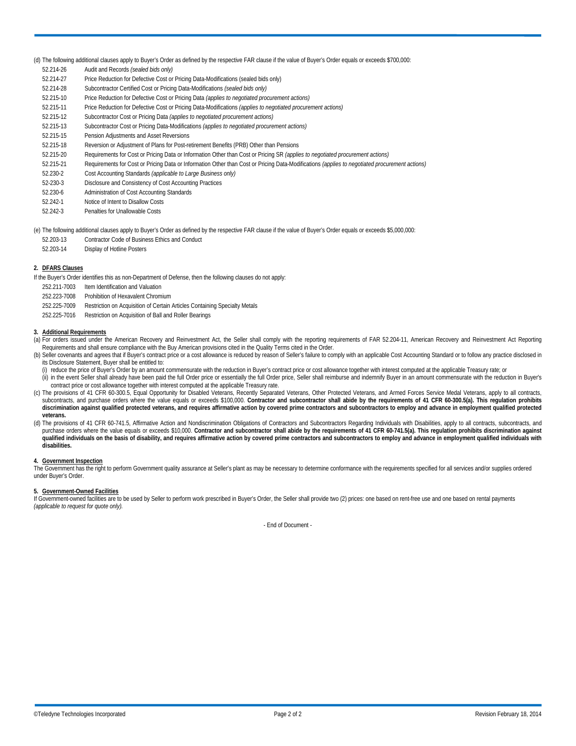(d) The following additional clauses apply to Buyer's Order as defined by the respective FAR clause if the value of Buyer's Order equals or exceeds $700,000:

| | |
|---|---|
| 52.214-26 | Audit and Records *(sealed bids only)* |
| 52.214-27 | Price Reduction for Defective Cost or Pricing Data-Modifications (sealed bids only) |
| 52.214-28 | Subcontractor Certified Cost or Pricing Data-Modifications *(sealed bids only)* |
| 52.215-10 | Price Reduction for Defective Cost or Pricing Data *(applies to negotiated procurement actions)* |
| 52.215-11 | Price Reduction for Defective Cost or Pricing Data-Modifications *(applies to negotiated procurement actions)* |
| 52.215-12 | Subcontractor Cost or Pricing Data *(applies to negotiated procurement actions)* |
| 52.215-13 | Subcontractor Cost or Pricing Data-Modifications *(applies to negotiated procurement actions)* |
| 52.215-15 | Pension Adjustments and Asset Reversions |
| 52.215-18 | Reversion or Adjustment of Plans for Post-retirement Benefits (PRB) Other than Pensions |
| 52.215-20 | Requirements for Cost or Pricing Data or Information Other than Cost or Pricing SR *(applies to negotiated procurement actions)* |
| 52.215-21 | Requirements for Cost or Pricing Data or Information Other than Cost or Pricing Data-Modifications *(applies to negotiated procurement actions)* |
| 52.230-2 | Cost Accounting Standards *(applicable to Large Business only)* |
| 52.230-3 | Disclosure and Consistency of Cost Accounting Practices |
| 52.230-6 | Administration of Cost Accounting Standards |
| 52.242-1 | Notice of Intent to Disallow Costs |
| 52.242-3 | Penalties for Unallowable Costs |

(e) The following additional clauses apply to Buyer's Order as defined by the respective FAR clause if the value of Buyer's Order equals or exceeds $5,000,000:

| | |
|---|---|
| 52.203-13 | Contractor Code of Business Ethics and Conduct |
| 52.203-14 | Display of Hotline Posters |

**2. DFARS Clauses**

If the Buyer's Order identifies this as non-Department of Defense, then the following clauses do not apply:

| | |
|---|---|
| 252.211-7003 | Item Identification and Valuation |
| 252.223-7008 | Prohibition of Hexavalent Chromium |
| 252.225-7009 | Restriction on Acquisition of Certain Articles Containing Specialty Metals |
| 252.225-7016 | Restriction on Acquisition of Ball and Roller Bearings |

**3. Additional Requirements**

(a) For orders issued under the American Recovery and Reinvestment Act, the Seller shall comply with the reporting requirements of FAR 52.204-11, American Recovery and Reinvestment Act Reporting Requirements and shall ensure compliance with the Buy American provisions cited in the Quality Terms cited in the Order.

(b) Seller covenants and agrees that if Buyer's contract price or a cost allowance is reduced by reason of Seller's failure to comply with an applicable Cost Accounting Standard or to follow any practice disclosed in its Disclosure Statement, Buyer shall be entitled to:

(i) reduce the price of Buyer's Order by an amount commensurate with the reduction in Buyer's contract price or cost allowance together with interest computed at the applicable Treasury rate; or

(ii) in the event Seller shall already have been paid the full Order price or essentially the full Order price, Seller shall reimburse and indemnify Buyer in an amount commensurate with the reduction in Buyer's contract price or cost allowance together with interest computed at the applicable Treasury rate.

(c) The provisions of 41 CFR 60-300.5, Equal Opportunity for Disabled Veterans, Recently Separated Veterans, Other Protected Veterans, and Armed Forces Service Medal Veterans, apply to all contracts, subcontracts, and purchase orders where the value equals or exceeds $100,000. **Contractor and subcontractor shall abide by the requirements of 41 CFR 60-300.5(a). This regulation prohibits discrimination against qualified protected veterans, and requires affirmative action by covered prime contractors and subcontractors to employ and advance in employment qualified protected veterans.**

(d) The provisions of 41 CFR 60-741.5, Affirmative Action and Nondiscrimination Obligations of Contractors and Subcontractors Regarding Individuals with Disabilities, apply to all contracts, subcontracts, and purchase orders where the value equals or exceeds $10,000. **Contractor and subcontractor shall abide by the requirements of 41 CFR 60-741.5(a). This regulation prohibits discrimination against qualified individuals on the basis of disability, and requires affirmative action by covered prime contractors and subcontractors to employ and advance in employment qualified individuals with disabilities.**

**4. Government Inspection**

The Government has the right to perform Government quality assurance at Seller's plant as may be necessary to determine conformance with the requirements specified for all services and/or supplies ordered under Buyer's Order.

**5. Government-Owned Facilities**

If Government-owned facilities are to be used by Seller to perform work prescribed in Buyer's Order, the Seller shall provide two (2) prices: one based on rent-free use and one based on rental payments *(applicable to request for quote only).*

- End of Document -